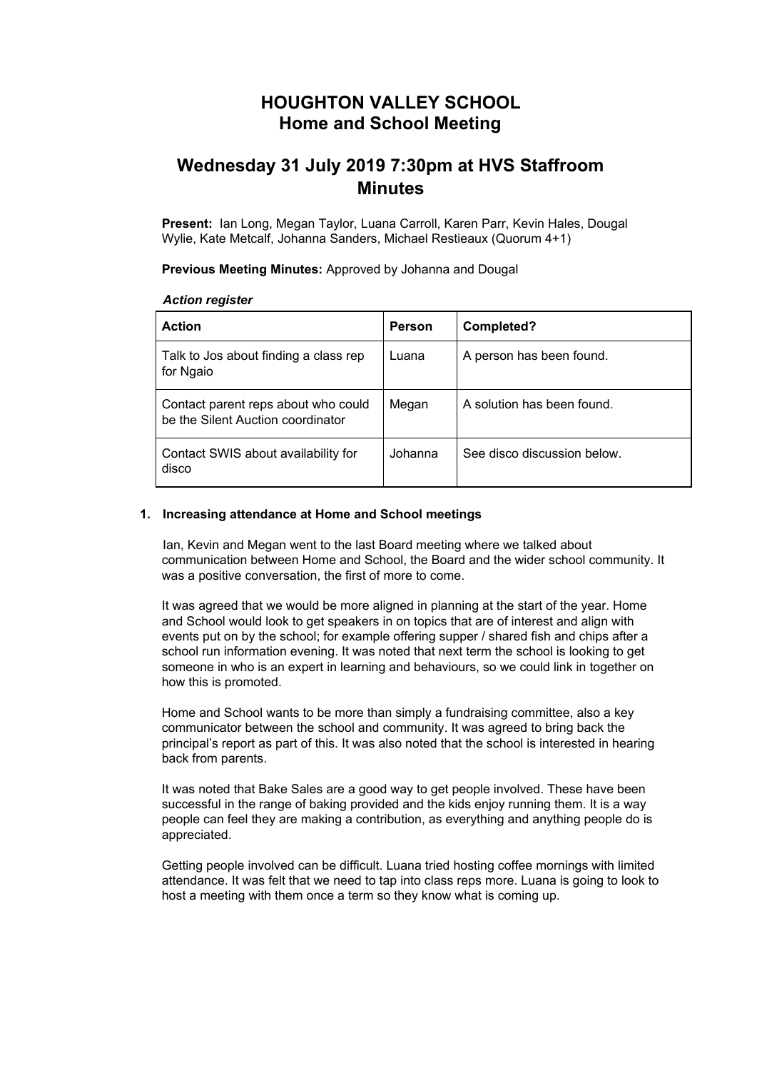# HOUGHTON VALLEY SCHOOL
# Home and School Meeting

## Wednesday 31 July 2019 7:30pm at HVS Staffroom Minutes

**Present:** Ian Long, Megan Taylor, Luana Carroll, Karen Parr, Kevin Hales, Dougal Wylie, Kate Metcalf, Johanna Sanders, Michael Restieaux (Quorum 4+1)

**Previous Meeting Minutes:** Approved by Johanna and Dougal

***Action register***

| Action | Person | Completed? |
| --- | --- | --- |
| Talk to Jos about finding a class rep for Ngaio | Luana | A person has been found. |
| Contact parent reps about who could be the Silent Auction coordinator | Megan | A solution has been found. |
| Contact SWIS about availability for disco | Johanna | See disco discussion below. |

### 1. Increasing attendance at Home and School meetings

Ian, Kevin and Megan went to the last Board meeting where we talked about communication between Home and School, the Board and the wider school community. It was a positive conversation, the first of more to come.

It was agreed that we would be more aligned in planning at the start of the year. Home and School would look to get speakers in on topics that are of interest and align with events put on by the school; for example offering supper / shared fish and chips after a school run information evening. It was noted that next term the school is looking to get someone in who is an expert in learning and behaviours, so we could link in together on how this is promoted.

Home and School wants to be more than simply a fundraising committee, also a key communicator between the school and community. It was agreed to bring back the principal's report as part of this. It was also noted that the school is interested in hearing back from parents.

It was noted that Bake Sales are a good way to get people involved. These have been successful in the range of baking provided and the kids enjoy running them. It is a way people can feel they are making a contribution, as everything and anything people do is appreciated.

Getting people involved can be difficult. Luana tried hosting coffee mornings with limited attendance. It was felt that we need to tap into class reps more. Luana is going to look to host a meeting with them once a term so they know what is coming up.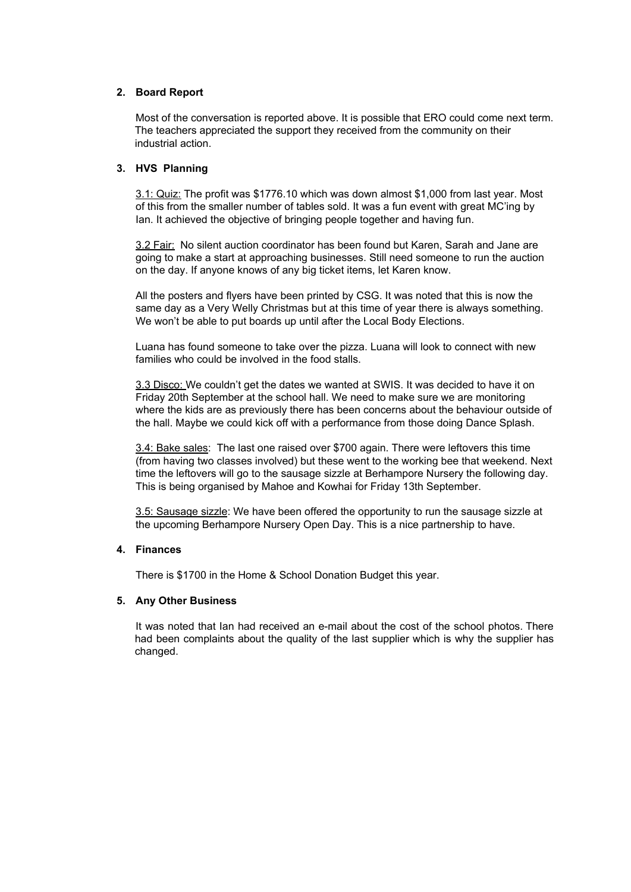## 2. Board Report

Most of the conversation is reported above. It is possible that ERO could come next term. The teachers appreciated the support they received from the community on their industrial action.

## 3. HVS Planning

3.1: Quiz: The profit was $1776.10 which was down almost $1,000 from last year. Most of this from the smaller number of tables sold. It was a fun event with great MC'ing by Ian. It achieved the objective of bringing people together and having fun.

3.2 Fair: No silent auction coordinator has been found but Karen, Sarah and Jane are going to make a start at approaching businesses. Still need someone to run the auction on the day. If anyone knows of any big ticket items, let Karen know.

All the posters and flyers have been printed by CSG. It was noted that this is now the same day as a Very Welly Christmas but at this time of year there is always something. We won't be able to put boards up until after the Local Body Elections.

Luana has found someone to take over the pizza. Luana will look to connect with new families who could be involved in the food stalls.

3.3 Disco: We couldn't get the dates we wanted at SWIS. It was decided to have it on Friday 20th September at the school hall. We need to make sure we are monitoring where the kids are as previously there has been concerns about the behaviour outside of the hall. Maybe we could kick off with a performance from those doing Dance Splash.

3.4: Bake sales: The last one raised over $700 again. There were leftovers this time (from having two classes involved) but these went to the working bee that weekend. Next time the leftovers will go to the sausage sizzle at Berhampore Nursery the following day. This is being organised by Mahoe and Kowhai for Friday 13th September.

3.5: Sausage sizzle: We have been offered the opportunity to run the sausage sizzle at the upcoming Berhampore Nursery Open Day. This is a nice partnership to have.

## 4. Finances

There is $1700 in the Home & School Donation Budget this year.

## 5. Any Other Business

It was noted that Ian had received an e-mail about the cost of the school photos. There had been complaints about the quality of the last supplier which is why the supplier has changed.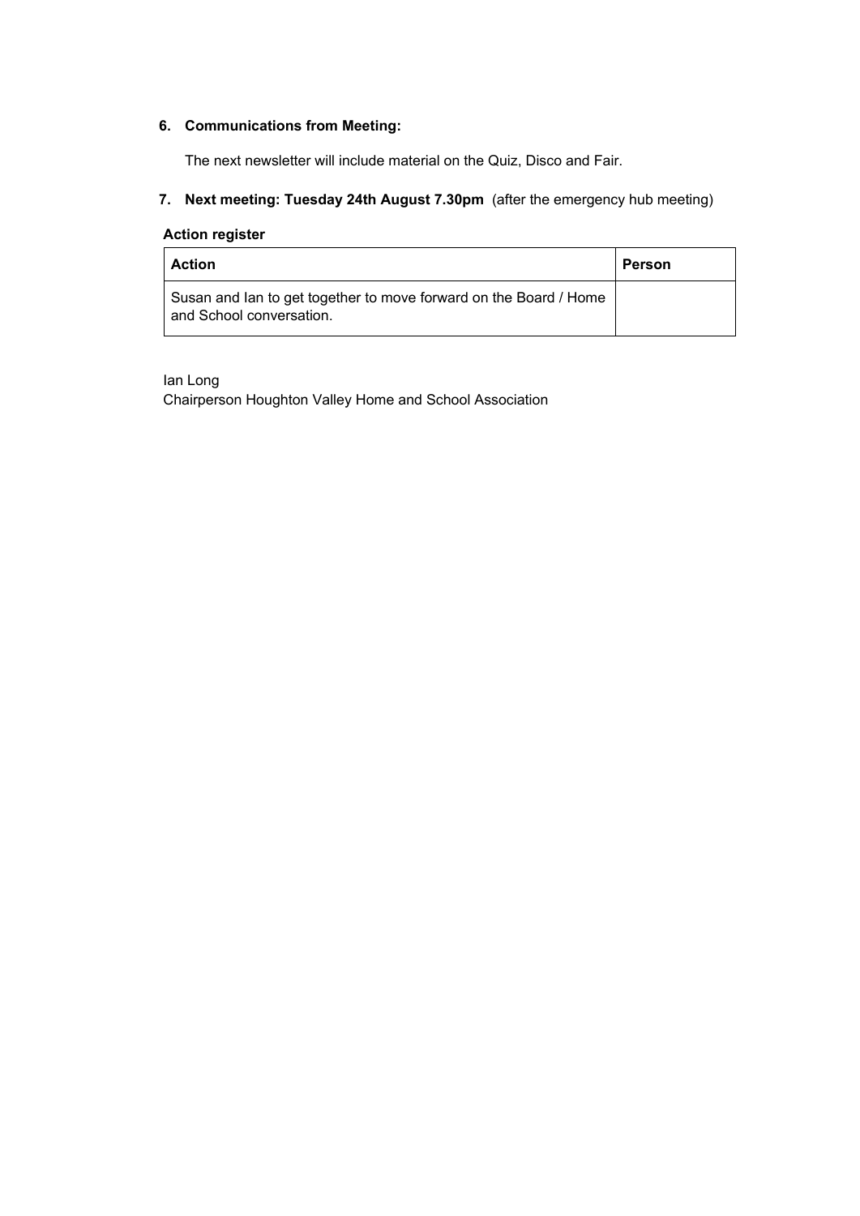6. **Communications from Meeting:**

   The next newsletter will include material on the Quiz, Disco and Fair.

7. **Next meeting: Tuesday 24th August 7.30pm** (after the emergency hub meeting)

**Action register**

| Action | Person |
|---|---|
| Susan and Ian to get together to move forward on the Board / Home and School conversation. | |

Ian Long
Chairperson Houghton Valley Home and School Association